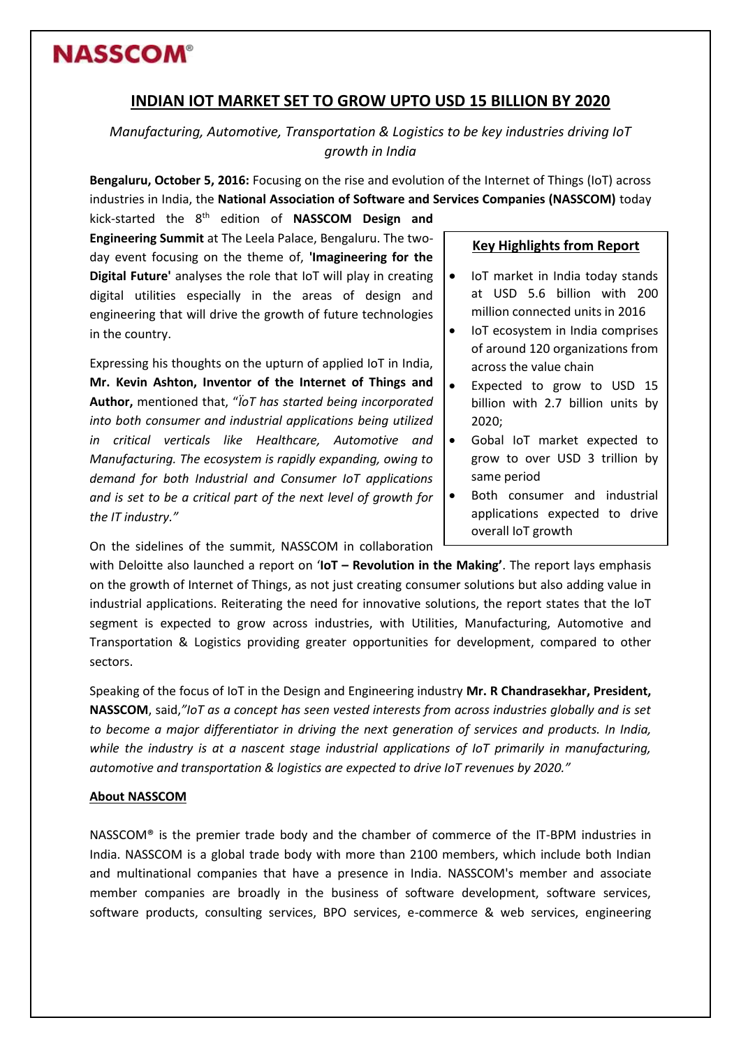**NASSCOM®**

# INDIAN IOT MARKET SET TO GROW UPTO USD 15 BILLION BY 2020

*Manufacturing, Automotive, Transportation & Logistics to be key industries driving IoT growth in India*

**Bengaluru, October 5, 2016:** Focusing on the rise and evolution of the Internet of Things (IoT) across industries in India, the **National Association of Software and Services Companies (NASSCOM)** today kick-started the 8th edition of **NASSCOM Design and Engineering Summit** at The Leela Palace, Bengaluru. The two-day event focusing on the theme of, **'Imagineering for the Digital Future'** analyses the role that IoT will play in creating digital utilities especially in the areas of design and engineering that will drive the growth of future technologies in the country.

Expressing his thoughts on the upturn of applied IoT in India, **Mr. Kevin Ashton, Inventor of the Internet of Things and Author,** mentioned that, *"ÏoT has started being incorporated into both consumer and industrial applications being utilized in critical verticals like Healthcare, Automotive and Manufacturing. The ecosystem is rapidly expanding, owing to demand for both Industrial and Consumer IoT applications and is set to be a critical part of the next level of growth for the IT industry."*

> **Key Highlights from Report**
>
> - IoT market in India today stands at USD 5.6 billion with 200 million connected units in 2016
> - IoT ecosystem in India comprises of around 120 organizations from across the value chain
> - Expected to grow to USD 15 billion with 2.7 billion units by 2020;
> - Gobal IoT market expected to grow to over USD 3 trillion by same period
> - Both consumer and industrial applications expected to drive overall IoT growth

On the sidelines of the summit, NASSCOM in collaboration with Deloitte also launched a report on '**IoT – Revolution in the Making'**. The report lays emphasis on the growth of Internet of Things, as not just creating consumer solutions but also adding value in industrial applications. Reiterating the need for innovative solutions, the report states that the IoT segment is expected to grow across industries, with Utilities, Manufacturing, Automotive and Transportation & Logistics providing greater opportunities for development, compared to other sectors.

Speaking of the focus of IoT in the Design and Engineering industry **Mr. R Chandrasekhar, President, NASSCOM**, said,*"IoT as a concept has seen vested interests from across industries globally and is set to become a major differentiator in driving the next generation of services and products. In India, while the industry is at a nascent stage industrial applications of IoT primarily in manufacturing, automotive and transportation & logistics are expected to drive IoT revenues by 2020."*

**About NASSCOM**

NASSCOM® is the premier trade body and the chamber of commerce of the IT-BPM industries in India. NASSCOM is a global trade body with more than 2100 members, which include both Indian and multinational companies that have a presence in India. NASSCOM's member and associate member companies are broadly in the business of software development, software services, software products, consulting services, BPO services, e-commerce & web services, engineering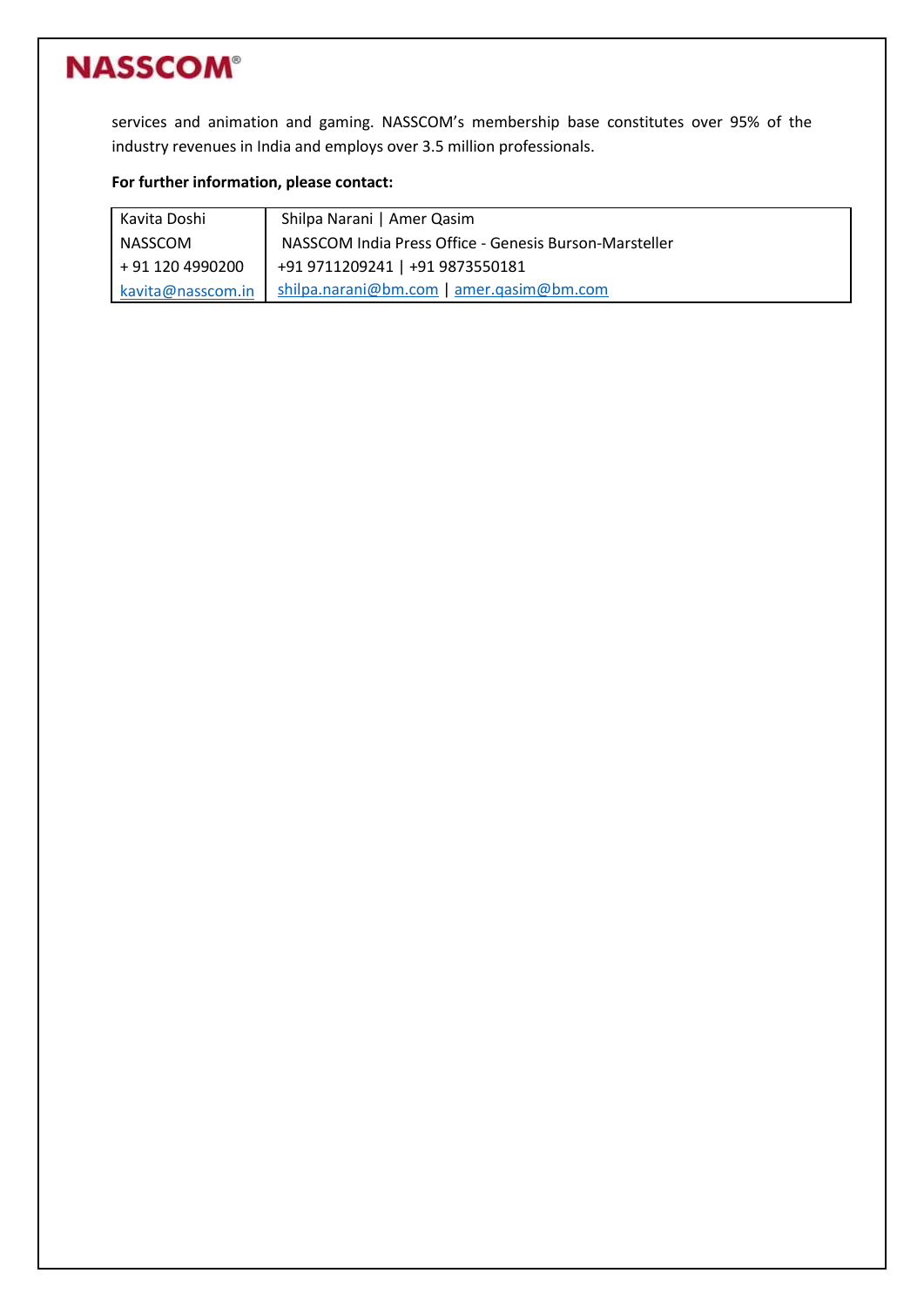services and animation and gaming. NASSCOM's membership base constitutes over 95% of the industry revenues in India and employs over 3.5 million professionals.

**For further information, please contact:**

| | |
|---|---|
| Kavita Doshi<br>NASSCOM<br>+ 91 120 4990200<br>kavita@nasscom.in | Shilpa Narani \| Amer Qasim<br>NASSCOM India Press Office - Genesis Burson-Marsteller<br>+91 9711209241 \| +91 9873550181<br>shilpa.narani@bm.com \| amer.qasim@bm.com |